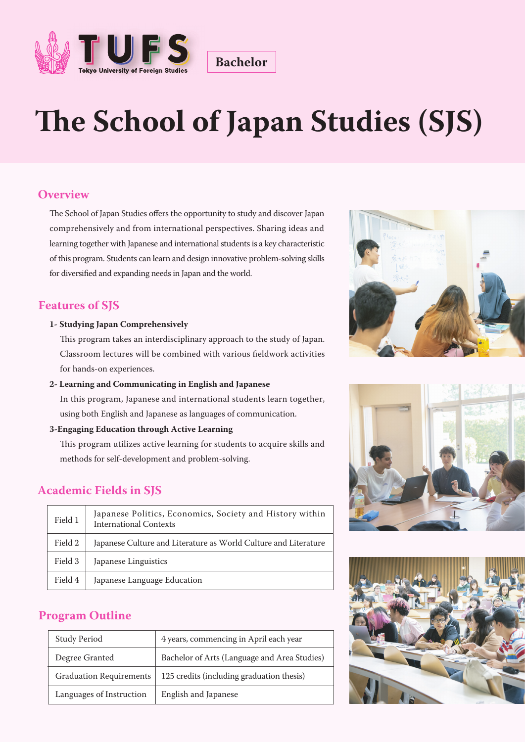TUFS Tokyo University of Foreign Studies

Bachelor

# The School of Japan Studies (SJS)

## Overview

The School of Japan Studies offers the opportunity to study and discover Japan comprehensively and from international perspectives. Sharing ideas and learning together with Japanese and international students is a key characteristic of this program. Students can learn and design innovative problem-solving skills for diversified and expanding needs in Japan and the world.

## Features of SJS

**1- Studying Japan Comprehensively**

This program takes an interdisciplinary approach to the study of Japan. Classroom lectures will be combined with various fieldwork activities for hands-on experiences.

**2- Learning and Communicating in English and Japanese**

In this program, Japanese and international students learn together, using both English and Japanese as languages of communication.

**3-Engaging Education through Active Learning**

This program utilizes active learning for students to acquire skills and methods for self-development and problem-solving.

## Academic Fields in SJS

| | |
|---|---|
| Field 1 | Japanese Politics, Economics, Society and History within International Contexts |
| Field 2 | Japanese Culture and Literature as World Culture and Literature |
| Field 3 | Japanese Linguistics |
| Field 4 | Japanese Language Education |

## Program Outline

| | |
|---|---|
| Study Period | 4 years, commencing in April each year |
| Degree Granted | Bachelor of Arts (Language and Area Studies) |
| Graduation Requirements | 125 credits (including graduation thesis) |
| Languages of Instruction | English and Japanese |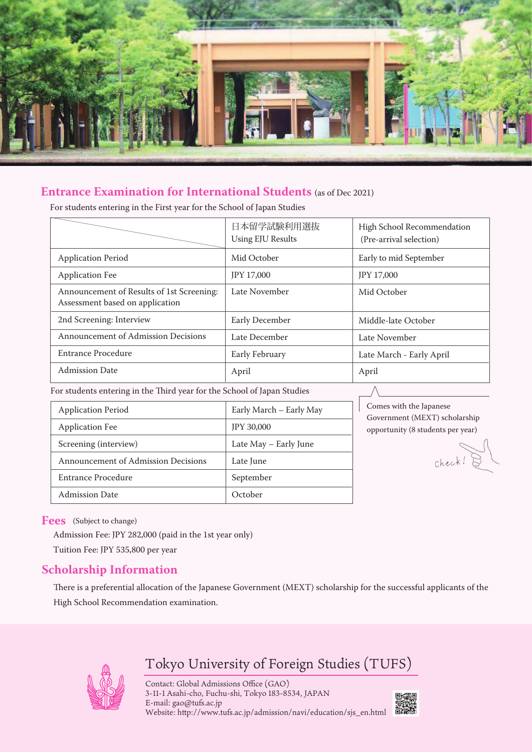## Entrance Examination for International Students (as of Dec 2021)

For students entering in the First year for the School of Japan Studies

| | 日本留学試験利用選抜 Using EJU Results | High School Recommendation (Pre-arrival selection) |
|---|---|---|
| Application Period | Mid October | Early to mid September |
| Application Fee | JPY 17,000 | JPY 17,000 |
| Announcement of Results of 1st Screening: Assessment based on application | Late November | Mid October |
| 2nd Screening: Interview | Early December | Middle-late October |
| Announcement of Admission Decisions | Late December | Late November |
| Entrance Procedure | Early February | Late March - Early April |
| Admission Date | April | April |

Comes with the Japanese Government (MEXT) scholarship opportunity (8 students per year)

Check!

For students entering in the Third year for the School of Japan Studies

| | |
|---|---|
| Application Period | Early March – Early May |
| Application Fee | JPY 30,000 |
| Screening (interview) | Late May – Early June |
| Announcement of Admission Decisions | Late June |
| Entrance Procedure | September |
| Admission Date | October |

## Fees (Subject to change)

Admission Fee: JPY 282,000 (paid in the 1st year only)

Tuition Fee: JPY 535,800 per year

## Scholarship Information

There is a preferential allocation of the Japanese Government (MEXT) scholarship for the successful applicants of the High School Recommendation examination.

## Tokyo University of Foreign Studies (TUFS)

Contact: Global Admissions Office (GAO)
3-11-1 Asahi-cho, Fuchu-shi, Tokyo 183-8534, JAPAN
E-mail: gao@tufs.ac.jp
Website: http://www.tufs.ac.jp/admission/navi/education/sjs_en.html